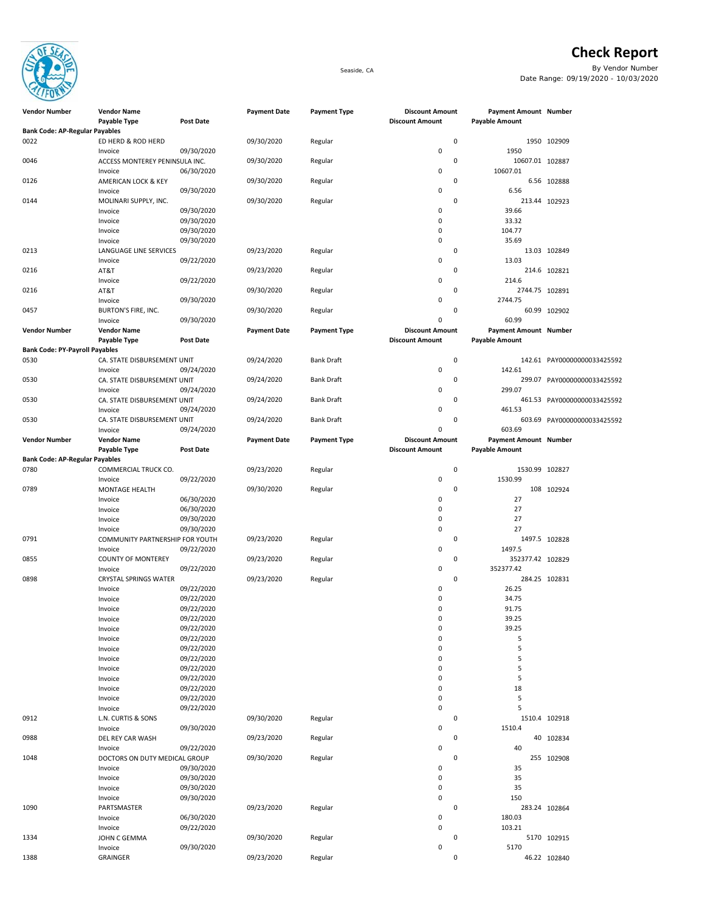# Check Report

Seaside, CA

By Vendor Number
Date Range: 09/19/2020 - 10/03/2020

| Vendor Number | Vendor Name / Payable Type | Post Date | Payment Date | Payment Type | Discount Amount / Discount Amount | Payment Amount / Payable Amount | Number |
|---|---|---|---|---|---|---|---|
| **Bank Code: AP-Regular Payables** | | | | | | | |
| 0022 | ED HERD & ROD HERD | | 09/30/2020 | Regular | 0 | 1950 | 102909 |
| | Invoice | 09/30/2020 | | | 0 | 1950 | |
| 0046 | ACCESS MONTEREY PENINSULA INC. | | 09/30/2020 | Regular | 0 | 10607.01 | 102887 |
| | Invoice | 06/30/2020 | | | 0 | 10607.01 | |
| 0126 | AMERICAN LOCK & KEY | | 09/30/2020 | Regular | 0 | 6.56 | 102888 |
| | Invoice | 09/30/2020 | | | 0 | 6.56 | |
| 0144 | MOLINARI SUPPLY, INC. | | 09/30/2020 | Regular | 0 | 213.44 | 102923 |
| | Invoice | 09/30/2020 | | | 0 | 39.66 | |
| | Invoice | 09/30/2020 | | | 0 | 33.32 | |
| | Invoice | 09/30/2020 | | | 0 | 104.77 | |
| | Invoice | 09/30/2020 | | | 0 | 35.69 | |
| 0213 | LANGUAGE LINE SERVICES | | 09/23/2020 | Regular | 0 | 13.03 | 102849 |
| | Invoice | 09/22/2020 | | | 0 | 13.03 | |
| 0216 | AT&T | | 09/23/2020 | Regular | 0 | 214.6 | 102821 |
| | Invoice | 09/22/2020 | | | 0 | 214.6 | |
| 0216 | AT&T | | 09/30/2020 | Regular | 0 | 2744.75 | 102891 |
| | Invoice | 09/30/2020 | | | 0 | 2744.75 | |
| 0457 | BURTON'S FIRE, INC. | | 09/30/2020 | Regular | 0 | 60.99 | 102902 |
| | Invoice | 09/30/2020 | | | 0 | 60.99 | |
| **Bank Code: PY-Payroll Payables** | | | | | | | |
| 0530 | CA. STATE DISBURSEMENT UNIT | | 09/24/2020 | Bank Draft | 0 | 142.61 | PAY00000000033425592 |
| | Invoice | 09/24/2020 | | | 0 | 142.61 | |
| 0530 | CA. STATE DISBURSEMENT UNIT | | 09/24/2020 | Bank Draft | 0 | 299.07 | PAY00000000033425592 |
| | Invoice | 09/24/2020 | | | 0 | 299.07 | |
| 0530 | CA. STATE DISBURSEMENT UNIT | | 09/24/2020 | Bank Draft | 0 | 461.53 | PAY00000000033425592 |
| | Invoice | 09/24/2020 | | | 0 | 461.53 | |
| 0530 | CA. STATE DISBURSEMENT UNIT | | 09/24/2020 | Bank Draft | 0 | 603.69 | PAY00000000033425592 |
| | Invoice | 09/24/2020 | | | 0 | 603.69 | |
| **Bank Code: AP-Regular Payables** | | | | | | | |
| 0780 | COMMERCIAL TRUCK CO. | | 09/23/2020 | Regular | 0 | 1530.99 | 102827 |
| | Invoice | 09/22/2020 | | | 0 | 1530.99 | |
| 0789 | MONTAGE HEALTH | | 09/30/2020 | Regular | 0 | 108 | 102924 |
| | Invoice | 06/30/2020 | | | 0 | 27 | |
| | Invoice | 06/30/2020 | | | 0 | 27 | |
| | Invoice | 09/30/2020 | | | 0 | 27 | |
| | Invoice | 09/30/2020 | | | 0 | 27 | |
| 0791 | COMMUNITY PARTNERSHIP FOR YOUTH | | 09/23/2020 | Regular | 0 | 1497.5 | 102828 |
| | Invoice | 09/22/2020 | | | 0 | 1497.5 | |
| 0855 | COUNTY OF MONTEREY | | 09/23/2020 | Regular | 0 | 352377.42 | 102829 |
| | Invoice | 09/22/2020 | | | 0 | 352377.42 | |
| 0898 | CRYSTAL SPRINGS WATER | | 09/23/2020 | Regular | 0 | 284.25 | 102831 |
| | Invoice | 09/22/2020 | | | 0 | 26.25 | |
| | Invoice | 09/22/2020 | | | 0 | 34.75 | |
| | Invoice | 09/22/2020 | | | 0 | 91.75 | |
| | Invoice | 09/22/2020 | | | 0 | 39.25 | |
| | Invoice | 09/22/2020 | | | 0 | 39.25 | |
| | Invoice | 09/22/2020 | | | 0 | 5 | |
| | Invoice | 09/22/2020 | | | 0 | 5 | |
| | Invoice | 09/22/2020 | | | 0 | 5 | |
| | Invoice | 09/22/2020 | | | 0 | 5 | |
| | Invoice | 09/22/2020 | | | 0 | 5 | |
| | Invoice | 09/22/2020 | | | 0 | 18 | |
| | Invoice | 09/22/2020 | | | 0 | 5 | |
| | Invoice | 09/22/2020 | | | 0 | 5 | |
| 0912 | L.N. CURTIS & SONS | | 09/30/2020 | Regular | 0 | 1510.4 | 102918 |
| | Invoice | 09/30/2020 | | | 0 | 1510.4 | |
| 0988 | DEL REY CAR WASH | | 09/23/2020 | Regular | 0 | 40 | 102834 |
| | Invoice | 09/22/2020 | | | 0 | 40 | |
| 1048 | DOCTORS ON DUTY MEDICAL GROUP | | 09/30/2020 | Regular | 0 | 255 | 102908 |
| | Invoice | 09/30/2020 | | | 0 | 35 | |
| | Invoice | 09/30/2020 | | | 0 | 35 | |
| | Invoice | 09/30/2020 | | | 0 | 35 | |
| | Invoice | 09/30/2020 | | | 0 | 150 | |
| 1090 | PARTSMASTER | | 09/23/2020 | Regular | 0 | 283.24 | 102864 |
| | Invoice | 06/30/2020 | | | 0 | 180.03 | |
| | Invoice | 09/22/2020 | | | 0 | 103.21 | |
| 1334 | JOHN C GEMMA | | 09/30/2020 | Regular | 0 | 5170 | 102915 |
| | Invoice | 09/30/2020 | | | 0 | 5170 | |
| 1388 | GRAINGER | | 09/23/2020 | Regular | 0 | 46.22 | 102840 |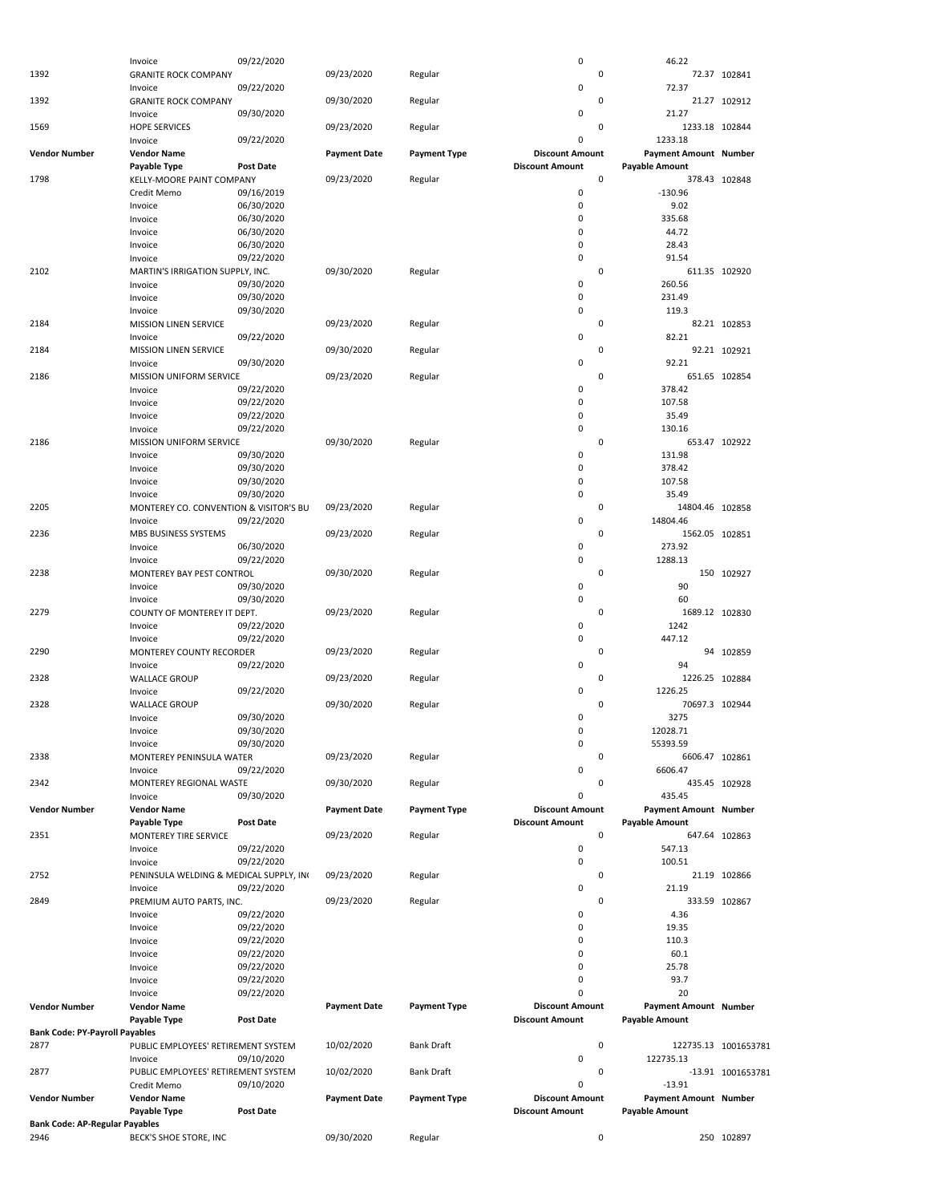| Vendor Number | Vendor Name | | Payment Date | Payment Type | Discount Amount | Payment Amount | Number |
|---|---|---|---|---|---|---|---|
| | Payable Type | Post Date | | | Discount Amount | Payable Amount | |
| | Invoice | 09/22/2020 | | | 0 | 46.22 | |
| 1392 | GRANITE ROCK COMPANY | | 09/23/2020 | Regular | 0 | 72.37 | 102841 |
| | Invoice | 09/22/2020 | | | 0 | 72.37 | |
| 1392 | GRANITE ROCK COMPANY | | 09/30/2020 | Regular | 0 | 21.27 | 102912 |
| | Invoice | 09/30/2020 | | | 0 | 21.27 | |
| 1569 | HOPE SERVICES | | 09/23/2020 | Regular | 0 | 1233.18 | 102844 |
| | Invoice | 09/22/2020 | | | 0 | 1233.18 | |
| **Vendor Number** | **Vendor Name** | | **Payment Date** | **Payment Type** | **Discount Amount** | **Payment Amount** | **Number** |
| | **Payable Type** | **Post Date** | | | **Discount Amount** | **Payable Amount** | |
| 1798 | KELLY-MOORE PAINT COMPANY | | 09/23/2020 | Regular | 0 | 378.43 | 102848 |
| | Credit Memo | 09/16/2019 | | | 0 | -130.96 | |
| | Invoice | 06/30/2020 | | | 0 | 9.02 | |
| | Invoice | 06/30/2020 | | | 0 | 335.68 | |
| | Invoice | 06/30/2020 | | | 0 | 44.72 | |
| | Invoice | 06/30/2020 | | | 0 | 28.43 | |
| | Invoice | 09/22/2020 | | | 0 | 91.54 | |
| 2102 | MARTIN'S IRRIGATION SUPPLY, INC. | | 09/30/2020 | Regular | 0 | 611.35 | 102920 |
| | Invoice | 09/30/2020 | | | 0 | 260.56 | |
| | Invoice | 09/30/2020 | | | 0 | 231.49 | |
| | Invoice | 09/30/2020 | | | 0 | 119.3 | |
| 2184 | MISSION LINEN SERVICE | | 09/23/2020 | Regular | 0 | 82.21 | 102853 |
| | Invoice | 09/22/2020 | | | 0 | 82.21 | |
| 2184 | MISSION LINEN SERVICE | | 09/30/2020 | Regular | 0 | 92.21 | 102921 |
| | Invoice | 09/30/2020 | | | 0 | 92.21 | |
| 2186 | MISSION UNIFORM SERVICE | | 09/23/2020 | Regular | 0 | 651.65 | 102854 |
| | Invoice | 09/22/2020 | | | 0 | 378.42 | |
| | Invoice | 09/22/2020 | | | 0 | 107.58 | |
| | Invoice | 09/22/2020 | | | 0 | 35.49 | |
| | Invoice | 09/22/2020 | | | 0 | 130.16 | |
| 2186 | MISSION UNIFORM SERVICE | | 09/30/2020 | Regular | 0 | 653.47 | 102922 |
| | Invoice | 09/30/2020 | | | 0 | 131.98 | |
| | Invoice | 09/30/2020 | | | 0 | 378.42 | |
| | Invoice | 09/30/2020 | | | 0 | 107.58 | |
| | Invoice | 09/30/2020 | | | 0 | 35.49 | |
| 2205 | MONTEREY CO. CONVENTION & VISITOR'S BU | | 09/23/2020 | Regular | 0 | 14804.46 | 102858 |
| | Invoice | 09/22/2020 | | | 0 | 14804.46 | |
| 2236 | MBS BUSINESS SYSTEMS | | 09/23/2020 | Regular | 0 | 1562.05 | 102851 |
| | Invoice | 06/30/2020 | | | 0 | 273.92 | |
| | Invoice | 09/22/2020 | | | 0 | 1288.13 | |
| 2238 | MONTEREY BAY PEST CONTROL | | 09/30/2020 | Regular | 0 | 150 | 102927 |
| | Invoice | 09/30/2020 | | | 0 | 90 | |
| | Invoice | 09/30/2020 | | | 0 | 60 | |
| 2279 | COUNTY OF MONTEREY IT DEPT. | | 09/23/2020 | Regular | 0 | 1689.12 | 102830 |
| | Invoice | 09/22/2020 | | | 0 | 1242 | |
| | Invoice | 09/22/2020 | | | 0 | 447.12 | |
| 2290 | MONTEREY COUNTY RECORDER | | 09/23/2020 | Regular | 0 | 94 | 102859 |
| | Invoice | 09/22/2020 | | | 0 | 94 | |
| 2328 | WALLACE GROUP | | 09/23/2020 | Regular | 0 | 1226.25 | 102884 |
| | Invoice | 09/22/2020 | | | 0 | 1226.25 | |
| 2328 | WALLACE GROUP | | 09/30/2020 | Regular | 0 | 70697.3 | 102944 |
| | Invoice | 09/30/2020 | | | 0 | 3275 | |
| | Invoice | 09/30/2020 | | | 0 | 12028.71 | |
| | Invoice | 09/30/2020 | | | 0 | 55393.59 | |
| 2338 | MONTEREY PENINSULA WATER | | 09/23/2020 | Regular | 0 | 6606.47 | 102861 |
| | Invoice | 09/22/2020 | | | 0 | 6606.47 | |
| 2342 | MONTEREY REGIONAL WASTE | | 09/30/2020 | Regular | 0 | 435.45 | 102928 |
| | Invoice | 09/30/2020 | | | 0 | 435.45 | |
| **Vendor Number** | **Vendor Name** | | **Payment Date** | **Payment Type** | **Discount Amount** | **Payment Amount** | **Number** |
| | **Payable Type** | **Post Date** | | | **Discount Amount** | **Payable Amount** | |
| 2351 | MONTEREY TIRE SERVICE | | 09/23/2020 | Regular | 0 | 647.64 | 102863 |
| | Invoice | 09/22/2020 | | | 0 | 547.13 | |
| | Invoice | 09/22/2020 | | | 0 | 100.51 | |
| 2752 | PENINSULA WELDING & MEDICAL SUPPLY, INC | | 09/23/2020 | Regular | 0 | 21.19 | 102866 |
| | Invoice | 09/22/2020 | | | 0 | 21.19 | |
| 2849 | PREMIUM AUTO PARTS, INC. | | 09/23/2020 | Regular | 0 | 333.59 | 102867 |
| | Invoice | 09/22/2020 | | | 0 | 4.36 | |
| | Invoice | 09/22/2020 | | | 0 | 19.35 | |
| | Invoice | 09/22/2020 | | | 0 | 110.3 | |
| | Invoice | 09/22/2020 | | | 0 | 60.1 | |
| | Invoice | 09/22/2020 | | | 0 | 25.78 | |
| | Invoice | 09/22/2020 | | | 0 | 93.7 | |
| | Invoice | 09/22/2020 | | | 0 | 20 | |
| **Vendor Number** | **Vendor Name** | | **Payment Date** | **Payment Type** | **Discount Amount** | **Payment Amount** | **Number** |
| | **Payable Type** | **Post Date** | | | **Discount Amount** | **Payable Amount** | |
| **Bank Code: PY-Payroll Payables** | | | | | | | |
| 2877 | PUBLIC EMPLOYEES' RETIREMENT SYSTEM | | 10/02/2020 | Bank Draft | 0 | 122735.13 | 1001653781 |
| | Invoice | 09/10/2020 | | | 0 | 122735.13 | |
| 2877 | PUBLIC EMPLOYEES' RETIREMENT SYSTEM | | 10/02/2020 | Bank Draft | 0 | -13.91 | 1001653781 |
| | Credit Memo | 09/10/2020 | | | 0 | -13.91 | |
| **Vendor Number** | **Vendor Name** | | **Payment Date** | **Payment Type** | **Discount Amount** | **Payment Amount** | **Number** |
| | **Payable Type** | **Post Date** | | | **Discount Amount** | **Payable Amount** | |
| **Bank Code: AP-Regular Payables** | | | | | | | |
| 2946 | BECK'S SHOE STORE, INC | | 09/30/2020 | Regular | 0 | 250 | 102897 |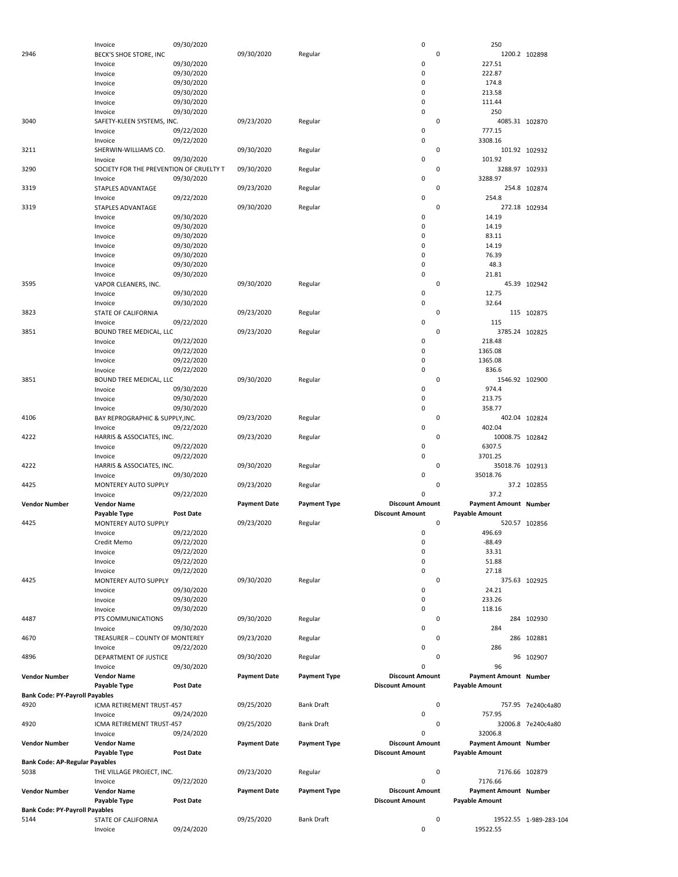| Vendor Number | Vendor Name | | Payment Date | Payment Type | Discount Amount | Payment Amount | Number |
|---|---|---|---|---|---|---|---|
| | Payable Type | Post Date | | | Discount Amount | Payable Amount | |
| | Invoice | 09/30/2020 | | | 0 | 250 | |
| 2946 | BECK'S SHOE STORE, INC | | 09/30/2020 | Regular | 0 | 1200.2 | 102898 |
| | Invoice | 09/30/2020 | | | 0 | 227.51 | |
| | Invoice | 09/30/2020 | | | 0 | 222.87 | |
| | Invoice | 09/30/2020 | | | 0 | 174.8 | |
| | Invoice | 09/30/2020 | | | 0 | 213.58 | |
| | Invoice | 09/30/2020 | | | 0 | 111.44 | |
| | Invoice | 09/30/2020 | | | 0 | 250 | |
| 3040 | SAFETY-KLEEN SYSTEMS, INC. | | 09/23/2020 | Regular | 0 | 4085.31 | 102870 |
| | Invoice | 09/22/2020 | | | 0 | 777.15 | |
| | Invoice | 09/22/2020 | | | 0 | 3308.16 | |
| 3211 | SHERWIN-WILLIAMS CO. | | 09/30/2020 | Regular | 0 | 101.92 | 102932 |
| | Invoice | 09/30/2020 | | | 0 | 101.92 | |
| 3290 | SOCIETY FOR THE PREVENTION OF CRUELTY T | | 09/30/2020 | Regular | 0 | 3288.97 | 102933 |
| | Invoice | 09/30/2020 | | | 0 | 3288.97 | |
| 3319 | STAPLES ADVANTAGE | | 09/23/2020 | Regular | 0 | 254.8 | 102874 |
| | Invoice | 09/22/2020 | | | 0 | 254.8 | |
| 3319 | STAPLES ADVANTAGE | | 09/30/2020 | Regular | 0 | 272.18 | 102934 |
| | Invoice | 09/30/2020 | | | 0 | 14.19 | |
| | Invoice | 09/30/2020 | | | 0 | 14.19 | |
| | Invoice | 09/30/2020 | | | 0 | 83.11 | |
| | Invoice | 09/30/2020 | | | 0 | 14.19 | |
| | Invoice | 09/30/2020 | | | 0 | 76.39 | |
| | Invoice | 09/30/2020 | | | 0 | 48.3 | |
| | Invoice | 09/30/2020 | | | 0 | 21.81 | |
| 3595 | VAPOR CLEANERS, INC. | | 09/30/2020 | Regular | 0 | 45.39 | 102942 |
| | Invoice | 09/30/2020 | | | 0 | 12.75 | |
| | Invoice | 09/30/2020 | | | 0 | 32.64 | |
| 3823 | STATE OF CALIFORNIA | | 09/23/2020 | Regular | 0 | 115 | 102875 |
| | Invoice | 09/22/2020 | | | 0 | 115 | |
| 3851 | BOUND TREE MEDICAL, LLC | | 09/23/2020 | Regular | 0 | 3785.24 | 102825 |
| | Invoice | 09/22/2020 | | | 0 | 218.48 | |
| | Invoice | 09/22/2020 | | | 0 | 1365.08 | |
| | Invoice | 09/22/2020 | | | 0 | 1365.08 | |
| | Invoice | 09/22/2020 | | | 0 | 836.6 | |
| 3851 | BOUND TREE MEDICAL, LLC | | 09/30/2020 | Regular | 0 | 1546.92 | 102900 |
| | Invoice | 09/30/2020 | | | 0 | 974.4 | |
| | Invoice | 09/30/2020 | | | 0 | 213.75 | |
| | Invoice | 09/30/2020 | | | 0 | 358.77 | |
| 4106 | BAY REPROGRAPHIC & SUPPLY,INC. | | 09/23/2020 | Regular | 0 | 402.04 | 102824 |
| | Invoice | 09/22/2020 | | | 0 | 402.04 | |
| 4222 | HARRIS & ASSOCIATES, INC. | | 09/23/2020 | Regular | 0 | 10008.75 | 102842 |
| | Invoice | 09/22/2020 | | | 0 | 6307.5 | |
| | Invoice | 09/22/2020 | | | 0 | 3701.25 | |
| 4222 | HARRIS & ASSOCIATES, INC. | | 09/30/2020 | Regular | 0 | 35018.76 | 102913 |
| | Invoice | 09/30/2020 | | | 0 | 35018.76 | |
| 4425 | MONTEREY AUTO SUPPLY | | 09/23/2020 | Regular | 0 | 37.2 | 102855 |
| | Invoice | 09/22/2020 | | | 0 | 37.2 | |

| Vendor Number | Vendor Name | | Payment Date | Payment Type | Discount Amount | Payment Amount | Number |
|---|---|---|---|---|---|---|---|
| | Payable Type | Post Date | | | Discount Amount | Payable Amount | |
| 4425 | MONTEREY AUTO SUPPLY | | 09/23/2020 | Regular | 0 | 520.57 | 102856 |
| | Invoice | 09/22/2020 | | | 0 | 496.69 | |
| | Credit Memo | 09/22/2020 | | | 0 | -88.49 | |
| | Invoice | 09/22/2020 | | | 0 | 33.31 | |
| | Invoice | 09/22/2020 | | | 0 | 51.88 | |
| | Invoice | 09/22/2020 | | | 0 | 27.18 | |
| 4425 | MONTEREY AUTO SUPPLY | | 09/30/2020 | Regular | 0 | 375.63 | 102925 |
| | Invoice | 09/30/2020 | | | 0 | 24.21 | |
| | Invoice | 09/30/2020 | | | 0 | 233.26 | |
| | Invoice | 09/30/2020 | | | 0 | 118.16 | |
| 4487 | PTS COMMUNICATIONS | | 09/30/2020 | Regular | 0 | 284 | 102930 |
| | Invoice | 09/30/2020 | | | 0 | 284 | |
| 4670 | TREASURER -- COUNTY OF MONTEREY | | 09/23/2020 | Regular | 0 | 286 | 102881 |
| | Invoice | 09/22/2020 | | | 0 | 286 | |
| 4896 | DEPARTMENT OF JUSTICE | | 09/30/2020 | Regular | 0 | 96 | 102907 |
| | Invoice | 09/30/2020 | | | 0 | 96 | |

| Vendor Number | Vendor Name | | Payment Date | Payment Type | Discount Amount | Payment Amount | Number |
|---|---|---|---|---|---|---|---|
| | Payable Type | Post Date | | | Discount Amount | Payable Amount | |
| **Bank Code: PY-Payroll Payables** | | | | | | | |
| 4920 | ICMA RETIREMENT TRUST-457 | | 09/25/2020 | Bank Draft | 0 | 757.95 | 7e240c4a80 |
| | Invoice | 09/24/2020 | | | 0 | 757.95 | |
| 4920 | ICMA RETIREMENT TRUST-457 | | 09/25/2020 | Bank Draft | 0 | 32006.8 | 7e240c4a80 |
| | Invoice | 09/24/2020 | | | 0 | 32006.8 | |

| Vendor Number | Vendor Name | | Payment Date | Payment Type | Discount Amount | Payment Amount | Number |
|---|---|---|---|---|---|---|---|
| | Payable Type | Post Date | | | Discount Amount | Payable Amount | |
| **Bank Code: AP-Regular Payables** | | | | | | | |
| 5038 | THE VILLAGE PROJECT, INC. | | 09/23/2020 | Regular | 0 | 7176.66 | 102879 |
| | Invoice | 09/22/2020 | | | 0 | 7176.66 | |

| Vendor Number | Vendor Name | | Payment Date | Payment Type | Discount Amount | Payment Amount | Number |
|---|---|---|---|---|---|---|---|
| | Payable Type | Post Date | | | Discount Amount | Payable Amount | |
| **Bank Code: PY-Payroll Payables** | | | | | | | |
| 5144 | STATE OF CALIFORNIA | | 09/25/2020 | Bank Draft | 0 | 19522.55 | 1-989-283-104 |
| | Invoice | 09/24/2020 | | | 0 | 19522.55 | |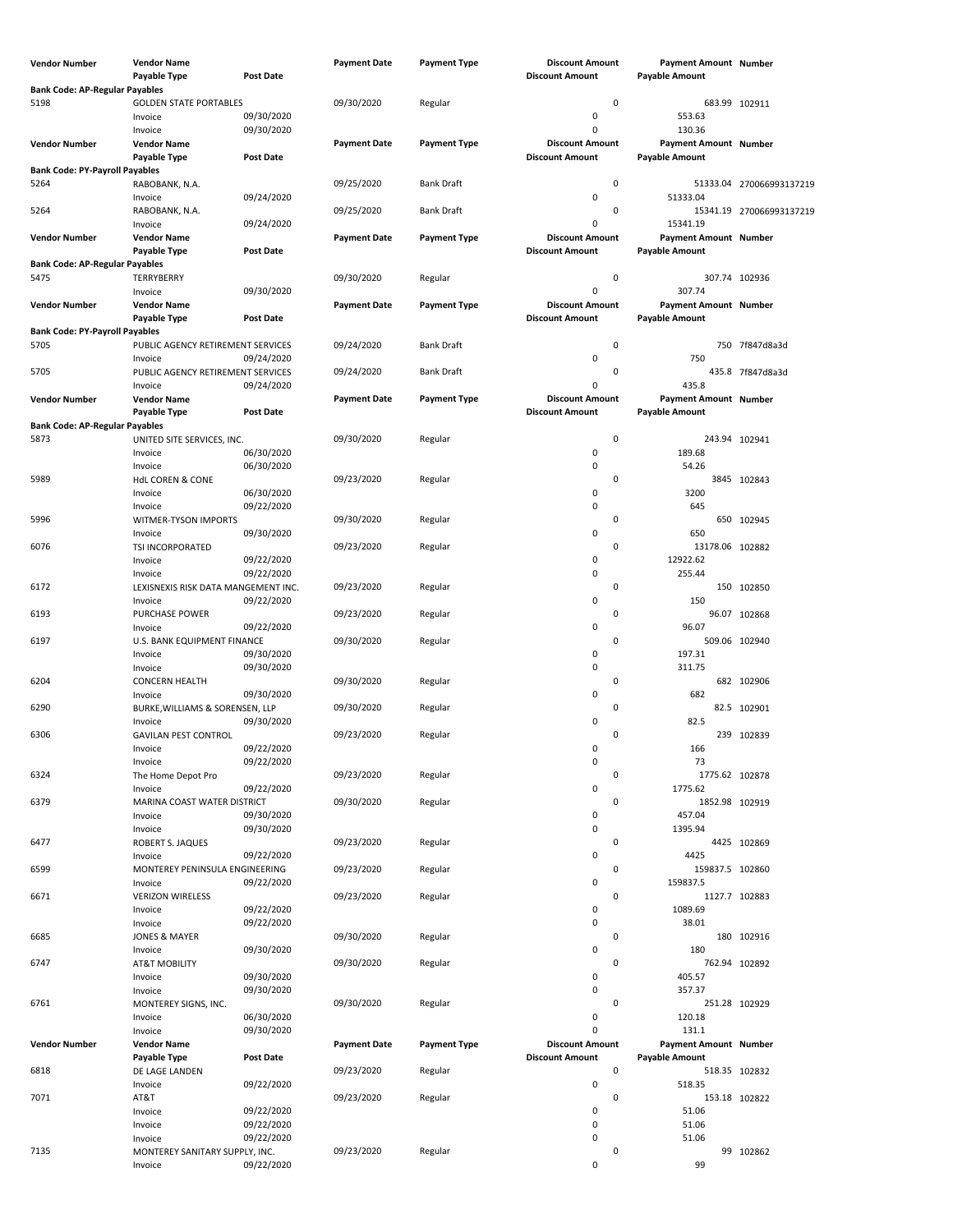| Vendor Number | Vendor Name | | Payment Date | Payment Type | Discount Amount | Payment Amount | Number |
|---|---|---|---|---|---|---|---|
| | Payable Type | Post Date | | | Discount Amount | Payable Amount | |
| **Bank Code: AP-Regular Payables** | | | | | | | |
| 5198 | GOLDEN STATE PORTABLES | | 09/30/2020 | Regular | 0 | 683.99 | 102911 |
| | Invoice | 09/30/2020 | | | 0 | 553.63 | |
| | Invoice | 09/30/2020 | | | 0 | 130.36 | |
| **Vendor Number** | **Vendor Name** | | **Payment Date** | **Payment Type** | **Discount Amount** | **Payment Amount** | **Number** |
| | **Payable Type** | **Post Date** | | | **Discount Amount** | **Payable Amount** | |
| **Bank Code: PY-Payroll Payables** | | | | | | | |
| 5264 | RABOBANK, N.A. | | 09/25/2020 | Bank Draft | 0 | 51333.04 | 270066993137219 |
| | Invoice | 09/24/2020 | | | 0 | 51333.04 | |
| 5264 | RABOBANK, N.A. | | 09/25/2020 | Bank Draft | 0 | 15341.19 | 270066993137219 |
| | Invoice | 09/24/2020 | | | 0 | 15341.19 | |
| **Vendor Number** | **Vendor Name** | | **Payment Date** | **Payment Type** | **Discount Amount** | **Payment Amount** | **Number** |
| | **Payable Type** | **Post Date** | | | **Discount Amount** | **Payable Amount** | |
| **Bank Code: AP-Regular Payables** | | | | | | | |
| 5475 | TERRYBERRY | | 09/30/2020 | Regular | 0 | 307.74 | 102936 |
| | Invoice | 09/30/2020 | | | 0 | 307.74 | |
| **Vendor Number** | **Vendor Name** | | **Payment Date** | **Payment Type** | **Discount Amount** | **Payment Amount** | **Number** |
| | **Payable Type** | **Post Date** | | | **Discount Amount** | **Payable Amount** | |
| **Bank Code: PY-Payroll Payables** | | | | | | | |
| 5705 | PUBLIC AGENCY RETIREMENT SERVICES | | 09/24/2020 | Bank Draft | 0 | 750 | 7f847d8a3d |
| | Invoice | 09/24/2020 | | | 0 | 750 | |
| 5705 | PUBLIC AGENCY RETIREMENT SERVICES | | 09/24/2020 | Bank Draft | 0 | 435.8 | 7f847d8a3d |
| | Invoice | 09/24/2020 | | | 0 | 435.8 | |
| **Vendor Number** | **Vendor Name** | | **Payment Date** | **Payment Type** | **Discount Amount** | **Payment Amount** | **Number** |
| | **Payable Type** | **Post Date** | | | **Discount Amount** | **Payable Amount** | |
| **Bank Code: AP-Regular Payables** | | | | | | | |
| 5873 | UNITED SITE SERVICES, INC. | | 09/30/2020 | Regular | 0 | 243.94 | 102941 |
| | Invoice | 06/30/2020 | | | 0 | 189.68 | |
| | Invoice | 06/30/2020 | | | 0 | 54.26 | |
| 5989 | HdL COREN & CONE | | 09/23/2020 | Regular | 0 | 3845 | 102843 |
| | Invoice | 06/30/2020 | | | 0 | 3200 | |
| | Invoice | 09/22/2020 | | | 0 | 645 | |
| 5996 | WITMER-TYSON IMPORTS | | 09/30/2020 | Regular | 0 | 650 | 102945 |
| | Invoice | 09/30/2020 | | | 0 | 650 | |
| 6076 | TSI INCORPORATED | | 09/23/2020 | Regular | 0 | 13178.06 | 102882 |
| | Invoice | 09/22/2020 | | | 0 | 12922.62 | |
| | Invoice | 09/22/2020 | | | 0 | 255.44 | |
| 6172 | LEXISNEXIS RISK DATA MANGEMENT INC. | | 09/23/2020 | Regular | 0 | 150 | 102850 |
| | Invoice | 09/22/2020 | | | 0 | 150 | |
| 6193 | PURCHASE POWER | | 09/23/2020 | Regular | 0 | 96.07 | 102868 |
| | Invoice | 09/22/2020 | | | 0 | 96.07 | |
| 6197 | U.S. BANK EQUIPMENT FINANCE | | 09/30/2020 | Regular | 0 | 509.06 | 102940 |
| | Invoice | 09/30/2020 | | | 0 | 197.31 | |
| | Invoice | 09/30/2020 | | | 0 | 311.75 | |
| 6204 | CONCERN HEALTH | | 09/30/2020 | Regular | 0 | 682 | 102906 |
| | Invoice | 09/30/2020 | | | 0 | 682 | |
| 6290 | BURKE,WILLIAMS & SORENSEN, LLP | | 09/30/2020 | Regular | 0 | 82.5 | 102901 |
| | Invoice | 09/30/2020 | | | 0 | 82.5 | |
| 6306 | GAVILAN PEST CONTROL | | 09/23/2020 | Regular | 0 | 239 | 102839 |
| | Invoice | 09/22/2020 | | | 0 | 166 | |
| | Invoice | 09/22/2020 | | | 0 | 73 | |
| 6324 | The Home Depot Pro | | 09/23/2020 | Regular | 0 | 1775.62 | 102878 |
| | Invoice | 09/22/2020 | | | 0 | 1775.62 | |
| 6379 | MARINA COAST WATER DISTRICT | | 09/30/2020 | Regular | 0 | 1852.98 | 102919 |
| | Invoice | 09/30/2020 | | | 0 | 457.04 | |
| | Invoice | 09/30/2020 | | | 0 | 1395.94 | |
| 6477 | ROBERT S. JAQUES | | 09/23/2020 | Regular | 0 | 4425 | 102869 |
| | Invoice | 09/22/2020 | | | 0 | 4425 | |
| 6599 | MONTEREY PENINSULA ENGINEERING | | 09/23/2020 | Regular | 0 | 159837.5 | 102860 |
| | Invoice | 09/22/2020 | | | 0 | 159837.5 | |
| 6671 | VERIZON WIRELESS | | 09/23/2020 | Regular | 0 | 1127.7 | 102883 |
| | Invoice | 09/22/2020 | | | 0 | 1089.69 | |
| | Invoice | 09/22/2020 | | | 0 | 38.01 | |
| 6685 | JONES & MAYER | | 09/30/2020 | Regular | 0 | 180 | 102916 |
| | Invoice | 09/30/2020 | | | 0 | 180 | |
| 6747 | AT&T MOBILITY | | 09/30/2020 | Regular | 0 | 762.94 | 102892 |
| | Invoice | 09/30/2020 | | | 0 | 405.57 | |
| | Invoice | 09/30/2020 | | | 0 | 357.37 | |
| 6761 | MONTEREY SIGNS, INC. | | 09/30/2020 | Regular | 0 | 251.28 | 102929 |
| | Invoice | 06/30/2020 | | | 0 | 120.18 | |
| | Invoice | 09/30/2020 | | | 0 | 131.1 | |
| **Vendor Number** | **Vendor Name** | | **Payment Date** | **Payment Type** | **Discount Amount** | **Payment Amount** | **Number** |
| | **Payable Type** | **Post Date** | | | **Discount Amount** | **Payable Amount** | |
| 6818 | DE LAGE LANDEN | | 09/23/2020 | Regular | 0 | 518.35 | 102832 |
| | Invoice | 09/22/2020 | | | 0 | 518.35 | |
| 7071 | AT&T | | 09/23/2020 | Regular | 0 | 153.18 | 102822 |
| | Invoice | 09/22/2020 | | | 0 | 51.06 | |
| | Invoice | 09/22/2020 | | | 0 | 51.06 | |
| | Invoice | 09/22/2020 | | | 0 | 51.06 | |
| 7135 | MONTEREY SANITARY SUPPLY, INC. | | 09/23/2020 | Regular | 0 | 99 | 102862 |
| | Invoice | 09/22/2020 | | | 0 | 99 | |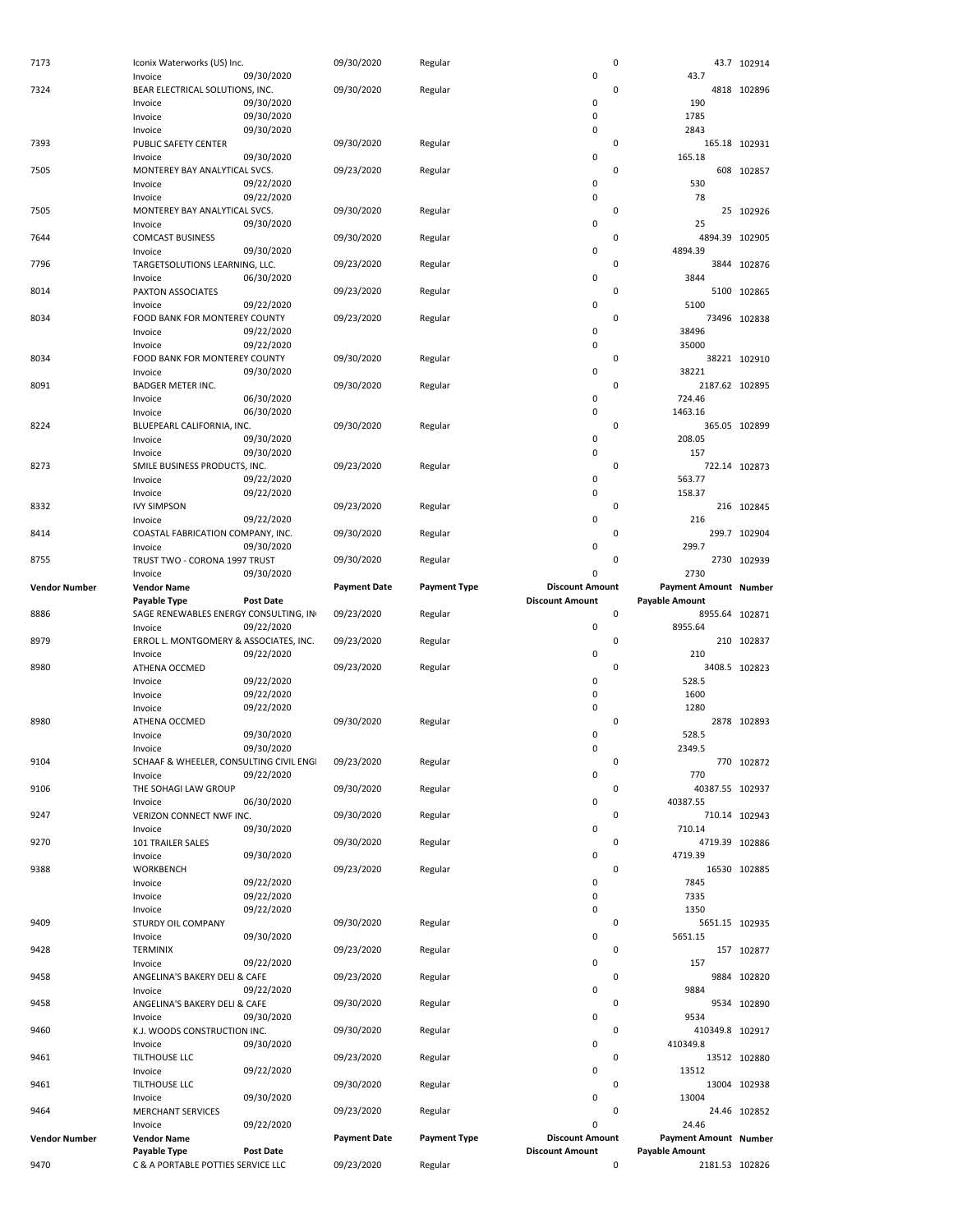| Vendor Number | Vendor Name | | Payment Date | Payment Type | Discount Amount | Payment Amount | Number |
|---|---|---|---|---|---|---|---|
| | Payable Type | Post Date | | | Discount Amount | Payable Amount | |
| 7173 | Iconix Waterworks (US) Inc. | | 09/30/2020 | Regular | 0 | 43.7 | 102914 |
| | Invoice | 09/30/2020 | | | 0 | 43.7 | |
| 7324 | BEAR ELECTRICAL SOLUTIONS, INC. | | 09/30/2020 | Regular | 0 | 4818 | 102896 |
| | Invoice | 09/30/2020 | | | 0 | 190 | |
| | Invoice | 09/30/2020 | | | 0 | 1785 | |
| | Invoice | 09/30/2020 | | | 0 | 2843 | |
| 7393 | PUBLIC SAFETY CENTER | | 09/30/2020 | Regular | 0 | 165.18 | 102931 |
| | Invoice | 09/30/2020 | | | 0 | 165.18 | |
| 7505 | MONTEREY BAY ANALYTICAL SVCS. | | 09/23/2020 | Regular | 0 | 608 | 102857 |
| | Invoice | 09/22/2020 | | | 0 | 530 | |
| | Invoice | 09/22/2020 | | | 0 | 78 | |
| 7505 | MONTEREY BAY ANALYTICAL SVCS. | | 09/30/2020 | Regular | 0 | 25 | 102926 |
| | Invoice | 09/30/2020 | | | 0 | 25 | |
| 7644 | COMCAST BUSINESS | | 09/30/2020 | Regular | 0 | 4894.39 | 102905 |
| | Invoice | 09/30/2020 | | | 0 | 4894.39 | |
| 7796 | TARGETSOLUTIONS LEARNING, LLC. | | 09/23/2020 | Regular | 0 | 3844 | 102876 |
| | Invoice | 06/30/2020 | | | 0 | 3844 | |
| 8014 | PAXTON ASSOCIATES | | 09/23/2020 | Regular | 0 | 5100 | 102865 |
| | Invoice | 09/22/2020 | | | 0 | 5100 | |
| 8034 | FOOD BANK FOR MONTEREY COUNTY | | 09/23/2020 | Regular | 0 | 73496 | 102838 |
| | Invoice | 09/22/2020 | | | 0 | 38496 | |
| | Invoice | 09/22/2020 | | | 0 | 35000 | |
| 8034 | FOOD BANK FOR MONTEREY COUNTY | | 09/30/2020 | Regular | 0 | 38221 | 102910 |
| | Invoice | 09/30/2020 | | | 0 | 38221 | |
| 8091 | BADGER METER INC. | | 09/30/2020 | Regular | 0 | 2187.62 | 102895 |
| | Invoice | 06/30/2020 | | | 0 | 724.46 | |
| | Invoice | 06/30/2020 | | | 0 | 1463.16 | |
| 8224 | BLUEPEARL CALIFORNIA, INC. | | 09/30/2020 | Regular | 0 | 365.05 | 102899 |
| | Invoice | 09/30/2020 | | | 0 | 208.05 | |
| | Invoice | 09/30/2020 | | | 0 | 157 | |
| 8273 | SMILE BUSINESS PRODUCTS, INC. | | 09/23/2020 | Regular | 0 | 722.14 | 102873 |
| | Invoice | 09/22/2020 | | | 0 | 563.77 | |
| | Invoice | 09/22/2020 | | | 0 | 158.37 | |
| 8332 | IVY SIMPSON | | 09/23/2020 | Regular | 0 | 216 | 102845 |
| | Invoice | 09/22/2020 | | | 0 | 216 | |
| 8414 | COASTAL FABRICATION COMPANY, INC. | | 09/30/2020 | Regular | 0 | 299.7 | 102904 |
| | Invoice | 09/30/2020 | | | 0 | 299.7 | |
| 8755 | TRUST TWO - CORONA 1997 TRUST | | 09/30/2020 | Regular | 0 | 2730 | 102939 |
| | Invoice | 09/30/2020 | | | 0 | 2730 | |
| 8886 | SAGE RENEWABLES ENERGY CONSULTING, IN | | 09/23/2020 | Regular | 0 | 8955.64 | 102871 |
| | Invoice | 09/22/2020 | | | 0 | 8955.64 | |
| 8979 | ERROL L. MONTGOMERY & ASSOCIATES, INC. | | 09/23/2020 | Regular | 0 | 210 | 102837 |
| | Invoice | 09/22/2020 | | | 0 | 210 | |
| 8980 | ATHENA OCCMED | | 09/23/2020 | Regular | 0 | 3408.5 | 102823 |
| | Invoice | 09/22/2020 | | | 0 | 528.5 | |
| | Invoice | 09/22/2020 | | | 0 | 1600 | |
| | Invoice | 09/22/2020 | | | 0 | 1280 | |
| 8980 | ATHENA OCCMED | | 09/30/2020 | Regular | 0 | 2878 | 102893 |
| | Invoice | 09/30/2020 | | | 0 | 528.5 | |
| | Invoice | 09/30/2020 | | | 0 | 2349.5 | |
| 9104 | SCHAAF & WHEELER, CONSULTING CIVIL ENGI | | 09/23/2020 | Regular | 0 | 770 | 102872 |
| | Invoice | 09/22/2020 | | | 0 | 770 | |
| 9106 | THE SOHAGI LAW GROUP | | 09/30/2020 | Regular | 0 | 40387.55 | 102937 |
| | Invoice | 06/30/2020 | | | 0 | 40387.55 | |
| 9247 | VERIZON CONNECT NWF INC. | | 09/30/2020 | Regular | 0 | 710.14 | 102943 |
| | Invoice | 09/30/2020 | | | 0 | 710.14 | |
| 9270 | 101 TRAILER SALES | | 09/30/2020 | Regular | 0 | 4719.39 | 102886 |
| | Invoice | 09/30/2020 | | | 0 | 4719.39 | |
| 9388 | WORKBENCH | | 09/23/2020 | Regular | 0 | 16530 | 102885 |
| | Invoice | 09/22/2020 | | | 0 | 7845 | |
| | Invoice | 09/22/2020 | | | 0 | 7335 | |
| | Invoice | 09/22/2020 | | | 0 | 1350 | |
| 9409 | STURDY OIL COMPANY | | 09/30/2020 | Regular | 0 | 5651.15 | 102935 |
| | Invoice | 09/30/2020 | | | 0 | 5651.15 | |
| 9428 | TERMINIX | | 09/23/2020 | Regular | 0 | 157 | 102877 |
| | Invoice | 09/22/2020 | | | 0 | 157 | |
| 9458 | ANGELINA'S BAKERY DELI & CAFE | | 09/23/2020 | Regular | 0 | 9884 | 102820 |
| | Invoice | 09/22/2020 | | | 0 | 9884 | |
| 9458 | ANGELINA'S BAKERY DELI & CAFE | | 09/30/2020 | Regular | 0 | 9534 | 102890 |
| | Invoice | 09/30/2020 | | | 0 | 9534 | |
| 9460 | K.J. WOODS CONSTRUCTION INC. | | 09/30/2020 | Regular | 0 | 410349.8 | 102917 |
| | Invoice | 09/30/2020 | | | 0 | 410349.8 | |
| 9461 | TILTHOUSE LLC | | 09/23/2020 | Regular | 0 | 13512 | 102880 |
| | Invoice | 09/22/2020 | | | 0 | 13512 | |
| 9461 | TILTHOUSE LLC | | 09/30/2020 | Regular | 0 | 13004 | 102938 |
| | Invoice | 09/30/2020 | | | 0 | 13004 | |
| 9464 | MERCHANT SERVICES | | 09/23/2020 | Regular | 0 | 24.46 | 102852 |
| | Invoice | 09/22/2020 | | | 0 | 24.46 | |
| 9470 | C & A PORTABLE POTTIES SERVICE LLC | | 09/23/2020 | Regular | 0 | 2181.53 | 102826 |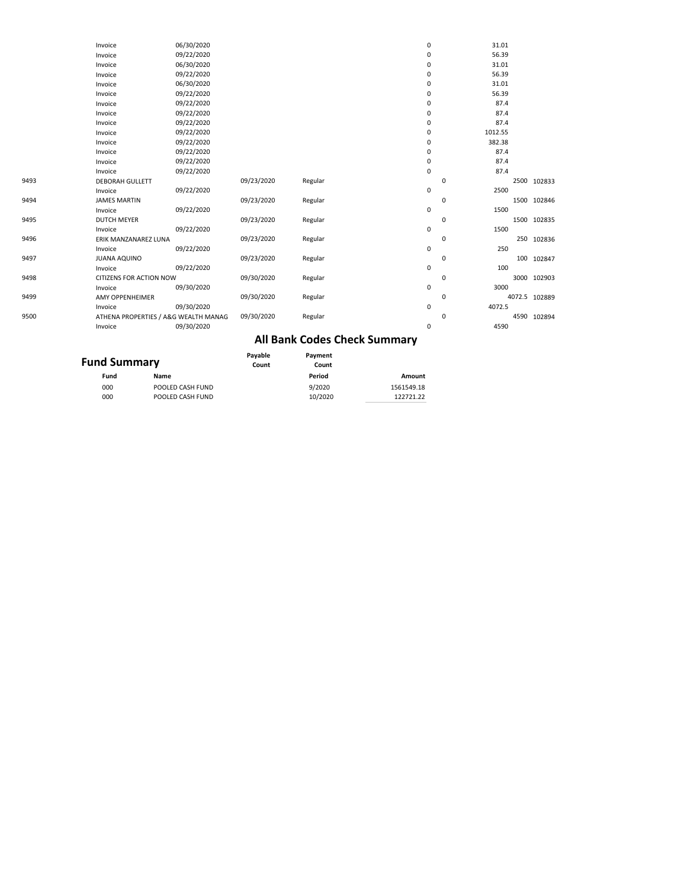| | | | | | | | |
|---|---|---|---|---|---|---|---|
| | Invoice | 06/30/2020 | | | 0 | 31.01 | |
| | Invoice | 09/22/2020 | | | 0 | 56.39 | |
| | Invoice | 06/30/2020 | | | 0 | 31.01 | |
| | Invoice | 09/22/2020 | | | 0 | 56.39 | |
| | Invoice | 06/30/2020 | | | 0 | 31.01 | |
| | Invoice | 09/22/2020 | | | 0 | 56.39 | |
| | Invoice | 09/22/2020 | | | 0 | 87.4 | |
| | Invoice | 09/22/2020 | | | 0 | 87.4 | |
| | Invoice | 09/22/2020 | | | 0 | 87.4 | |
| | Invoice | 09/22/2020 | | | 0 | 1012.55 | |
| | Invoice | 09/22/2020 | | | 0 | 382.38 | |
| | Invoice | 09/22/2020 | | | 0 | 87.4 | |
| | Invoice | 09/22/2020 | | | 0 | 87.4 | |
| | Invoice | 09/22/2020 | | | 0 | 87.4 | |
| 9493 | DEBORAH GULLETT | | 09/23/2020 | Regular | 0 | 2500 | 102833 |
| | Invoice | 09/22/2020 | | | 0 | 2500 | |
| 9494 | JAMES MARTIN | | 09/23/2020 | Regular | 0 | 1500 | 102846 |
| | Invoice | 09/22/2020 | | | 0 | 1500 | |
| 9495 | DUTCH MEYER | | 09/23/2020 | Regular | 0 | 1500 | 102835 |
| | Invoice | 09/22/2020 | | | 0 | 1500 | |
| 9496 | ERIK MANZANAREZ LUNA | | 09/23/2020 | Regular | 0 | 250 | 102836 |
| | Invoice | 09/22/2020 | | | 0 | 250 | |
| 9497 | JUANA AQUINO | | 09/23/2020 | Regular | 0 | 100 | 102847 |
| | Invoice | 09/22/2020 | | | 0 | 100 | |
| 9498 | CITIZENS FOR ACTION NOW | | 09/30/2020 | Regular | 0 | 3000 | 102903 |
| | Invoice | 09/30/2020 | | | 0 | 3000 | |
| 9499 | AMY OPPENHEIMER | | 09/30/2020 | Regular | 0 | 4072.5 | 102889 |
| | Invoice | 09/30/2020 | | | 0 | 4072.5 | |
| 9500 | ATHENA PROPERTIES / A&G WEALTH MANAG | | 09/30/2020 | Regular | 0 | 4590 | 102894 |
| | Invoice | 09/30/2020 | | | 0 | 4590 | |

## All Bank Codes Check Summary

## Fund Summary

| Fund | Name | Payable Count | Payment Count / Period | Amount |
|---|---|---|---|---|
| 000 | POOLED CASH FUND | | 9/2020 | 1561549.18 |
| 000 | POOLED CASH FUND | | 10/2020 | 122721.22 |